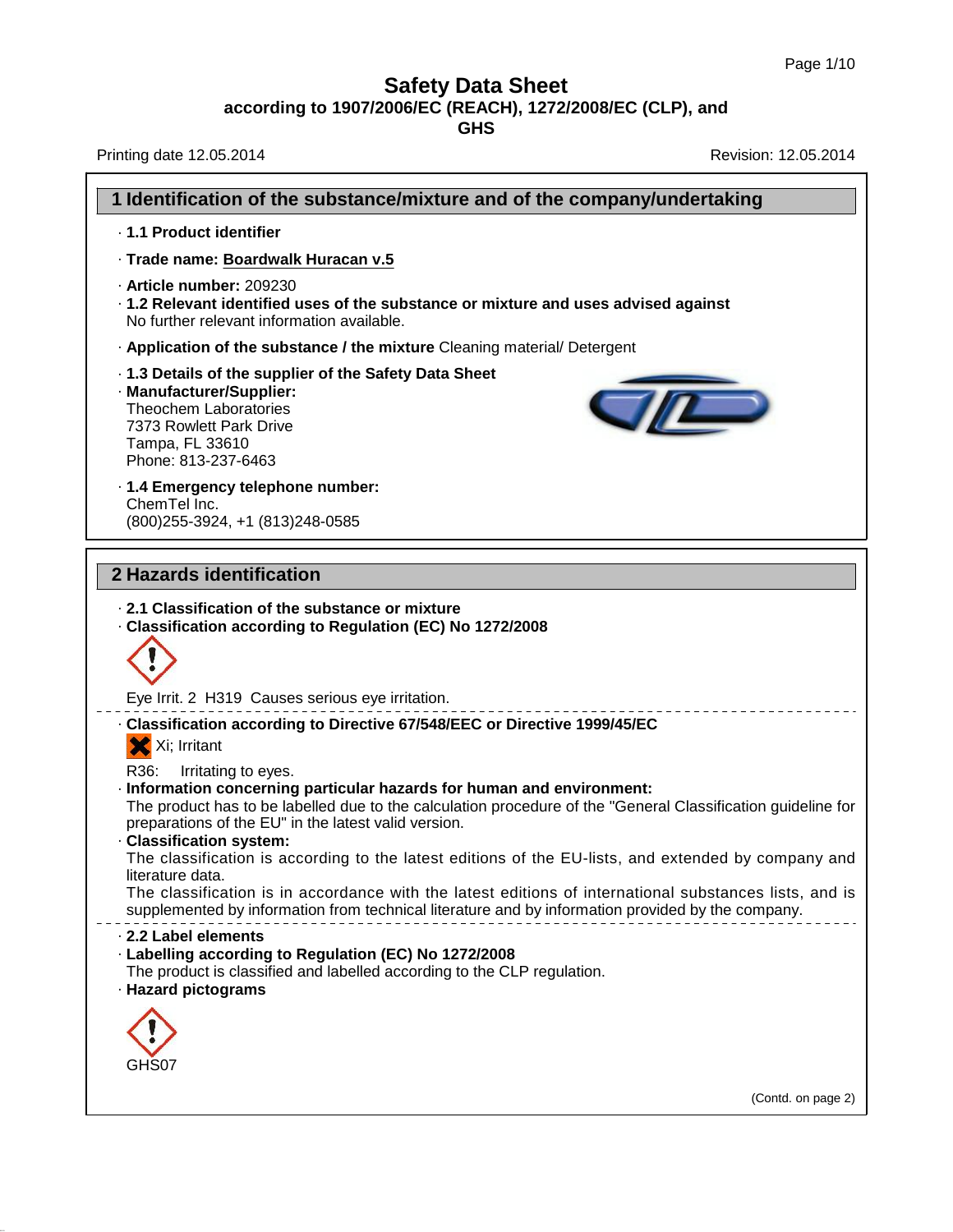# Safety Data Sheet

**according to 1907/2006/EC (REACH), 1272/2008/EC (CLP), and GHS**

Printing date 12.05.2014 Revision: 12.05.2014

## 1 Identification of the substance/mixture and of the company/undertaking

· **1.1 Product identifier**

· **Trade name: Boardwalk Huracan v.5**

· **Article number:** 209230

· **1.2 Relevant identified uses of the substance or mixture and uses advised against**
No further relevant information available.

· **Application of the substance / the mixture** Cleaning material/ Detergent

· **1.3 Details of the supplier of the Safety Data Sheet**

· **Manufacturer/Supplier:**
Theochem Laboratories
7373 Rowlett Park Drive
Tampa, FL 33610
Phone: 813-237-6463

· **1.4 Emergency telephone number:**
ChemTel Inc.
(800)255-3924, +1 (813)248-0585

## 2 Hazards identification

· **2.1 Classification of the substance or mixture**

· **Classification according to Regulation (EC) No 1272/2008**

Eye Irrit. 2 H319 Causes serious eye irritation.

· **Classification according to Directive 67/548/EEC or Directive 1999/45/EC**

Xi; Irritant

R36: Irritating to eyes.

· **Information concerning particular hazards for human and environment:**
The product has to be labelled due to the calculation procedure of the "General Classification guideline for preparations of the EU" in the latest valid version.

· **Classification system:**
The classification is according to the latest editions of the EU-lists, and extended by company and literature data.
The classification is in accordance with the latest editions of international substances lists, and is supplemented by information from technical literature and by information provided by the company.

· **2.2 Label elements**

· **Labelling according to Regulation (EC) No 1272/2008**
The product is classified and labelled according to the CLP regulation.

· **Hazard pictograms**

GHS07

(Contd. on page 2)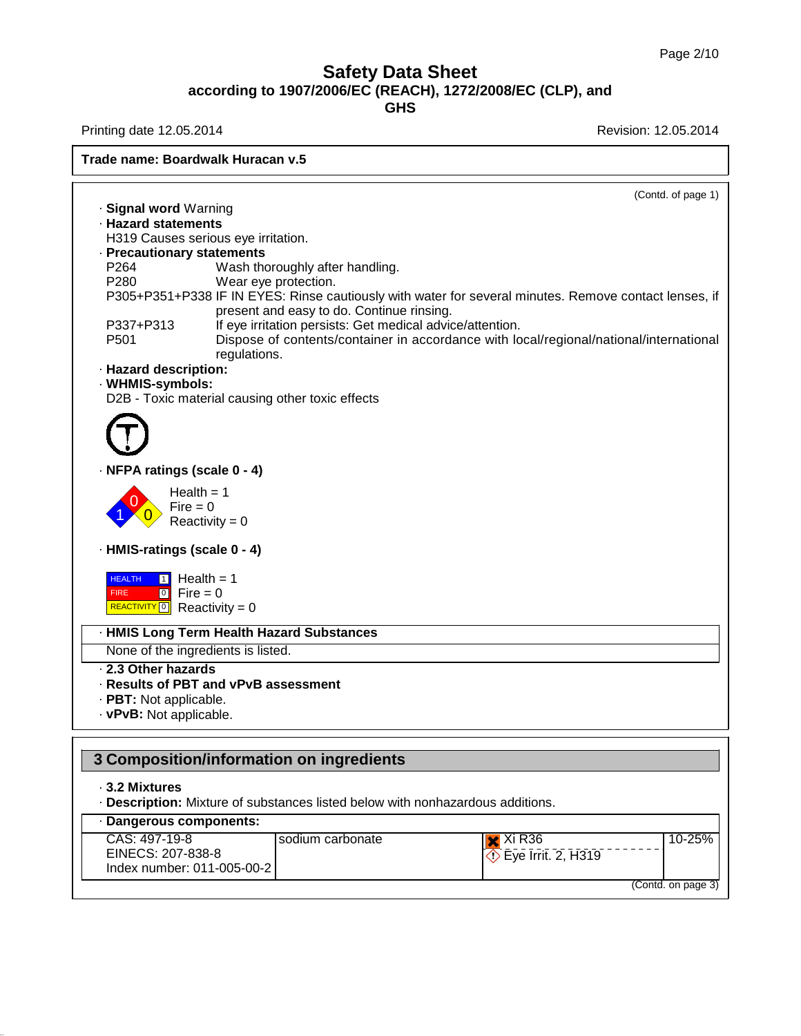# Safety Data Sheet
**according to 1907/2006/EC (REACH), 1272/2008/EC (CLP), and GHS**

Printing date 12.05.2014 Revision: 12.05.2014

**Trade name: Boardwalk Huracan v.5**

(Contd. of page 1)

· **Signal word** Warning

· **Hazard statements**

H319 Causes serious eye irritation.

· **Precautionary statements**

| | |
|---|---|
| P264 | Wash thoroughly after handling. |
| P280 | Wear eye protection. |
| P305+P351+P338 | IF IN EYES: Rinse cautiously with water for several minutes. Remove contact lenses, if present and easy to do. Continue rinsing. |
| P337+P313 | If eye irritation persists: Get medical advice/attention. |
| P501 | Dispose of contents/container in accordance with local/regional/national/international regulations. |

· **Hazard description:**

· **WHMIS-symbols:**

D2B - Toxic material causing other toxic effects

· **NFPA ratings (scale 0 - 4)**

Health = 1
Fire = 0
Reactivity = 0

· **HMIS-ratings (scale 0 - 4)**

HEALTH 1 Health = 1
FIRE 0 Fire = 0
REACTIVITY 0 Reactivity = 0

· **HMIS Long Term Health Hazard Substances**

None of the ingredients is listed.

· **2.3 Other hazards**

· **Results of PBT and vPvB assessment**

· **PBT:** Not applicable.

· **vPvB:** Not applicable.

## 3 Composition/information on ingredients

· **3.2 Mixtures**

· **Description:** Mixture of substances listed below with nonhazardous additions.

· **Dangerous components:**

| | | | |
|---|---|---|---|
| CAS: 497-19-8<br>EINECS: 207-838-8<br>Index number: 011-005-00-2 | sodium carbonate | Xi R36<br>Eye Irrit. 2, H319 | 10-25% |

(Contd. on page 3)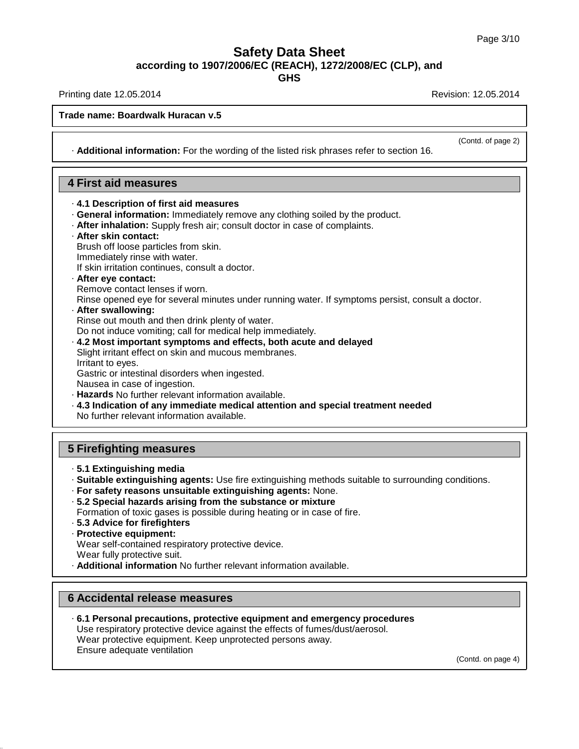· **Additional information:** For the wording of the listed risk phrases refer to section 16.

## 4 First aid measures

· **4.1 Description of first aid measures**
· **General information:** Immediately remove any clothing soiled by the product.
· **After inhalation:** Supply fresh air; consult doctor in case of complaints.
· **After skin contact:**
Brush off loose particles from skin.
Immediately rinse with water.
If skin irritation continues, consult a doctor.
· **After eye contact:**
Remove contact lenses if worn.
Rinse opened eye for several minutes under running water. If symptoms persist, consult a doctor.
· **After swallowing:**
Rinse out mouth and then drink plenty of water.
Do not induce vomiting; call for medical help immediately.
· **4.2 Most important symptoms and effects, both acute and delayed**
Slight irritant effect on skin and mucous membranes.
Irritant to eyes.
Gastric or intestinal disorders when ingested.
Nausea in case of ingestion.
· **Hazards** No further relevant information available.
· **4.3 Indication of any immediate medical attention and special treatment needed**
No further relevant information available.

## 5 Firefighting measures

· **5.1 Extinguishing media**
· **Suitable extinguishing agents:** Use fire extinguishing methods suitable to surrounding conditions.
· **For safety reasons unsuitable extinguishing agents:** None.
· **5.2 Special hazards arising from the substance or mixture**
Formation of toxic gases is possible during heating or in case of fire.
· **5.3 Advice for firefighters**
· **Protective equipment:**
Wear self-contained respiratory protective device.
Wear fully protective suit.
· **Additional information** No further relevant information available.

## 6 Accidental release measures

· **6.1 Personal precautions, protective equipment and emergency procedures**
Use respiratory protective device against the effects of fumes/dust/aerosol.
Wear protective equipment. Keep unprotected persons away.
Ensure adequate ventilation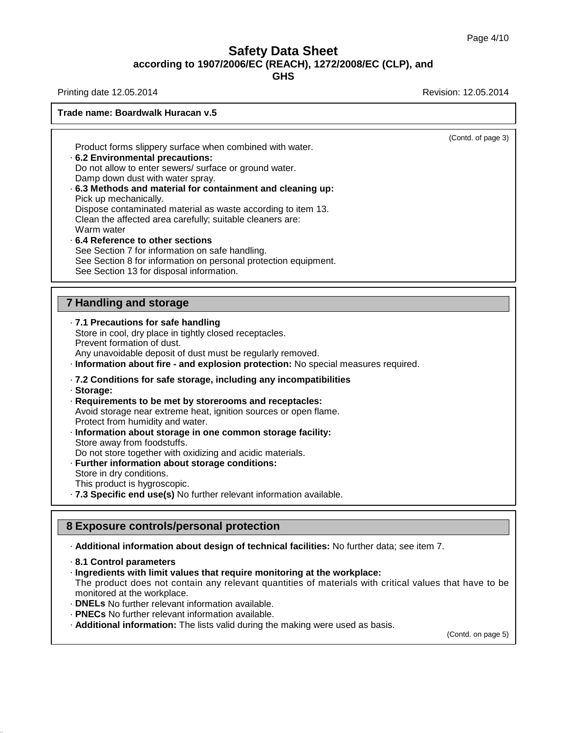(Contd. of page 3)

Product forms slippery surface when combined with water.

· **6.2 Environmental precautions:**
Do not allow to enter sewers/ surface or ground water.
Damp down dust with water spray.

· **6.3 Methods and material for containment and cleaning up:**
Pick up mechanically.
Dispose contaminated material as waste according to item 13.
Clean the affected area carefully; suitable cleaners are:
Warm water

· **6.4 Reference to other sections**
See Section 7 for information on safe handling.
See Section 8 for information on personal protection equipment.
See Section 13 for disposal information.

## 7 Handling and storage

· **7.1 Precautions for safe handling**
Store in cool, dry place in tightly closed receptacles.
Prevent formation of dust.
Any unavoidable deposit of dust must be regularly removed.

· **Information about fire - and explosion protection:** No special measures required.

· **7.2 Conditions for safe storage, including any incompatibilities**

· **Storage:**

· **Requirements to be met by storerooms and receptacles:**
Avoid storage near extreme heat, ignition sources or open flame.
Protect from humidity and water.

· **Information about storage in one common storage facility:**
Store away from foodstuffs.
Do not store together with oxidizing and acidic materials.

· **Further information about storage conditions:**
Store in dry conditions.
This product is hygroscopic.

· **7.3 Specific end use(s)** No further relevant information available.

## 8 Exposure controls/personal protection

· **Additional information about design of technical facilities:** No further data; see item 7.

· **8.1 Control parameters**

· **Ingredients with limit values that require monitoring at the workplace:**
The product does not contain any relevant quantities of materials with critical values that have to be monitored at the workplace.

· **DNELs** No further relevant information available.

· **PNECs** No further relevant information available.

· **Additional information:** The lists valid during the making were used as basis.

(Contd. on page 5)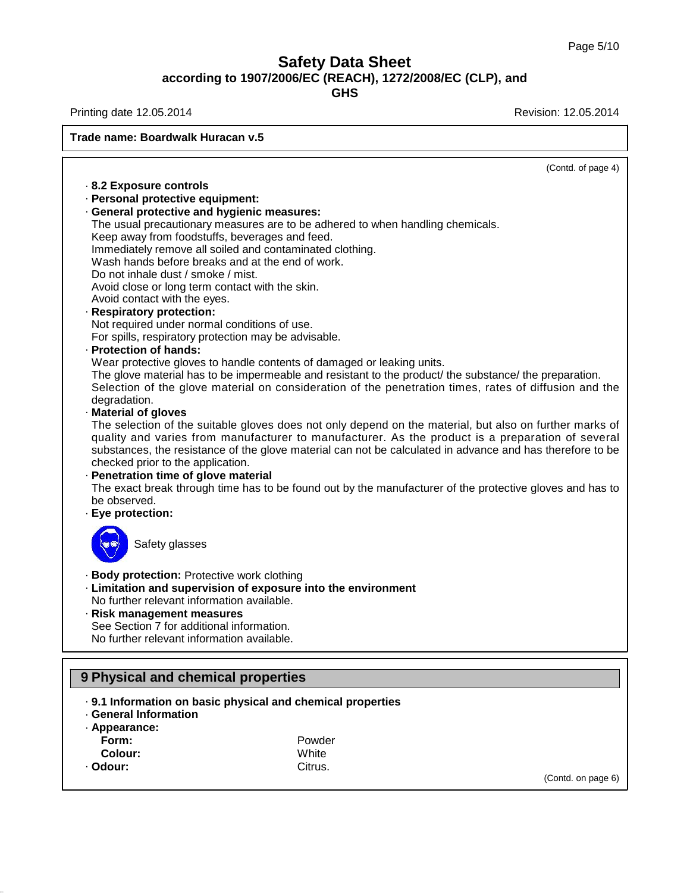Trade name: Boardwalk Huracan v.5

(Contd. of page 4)

· **8.2 Exposure controls**
· **Personal protective equipment:**
· **General protective and hygienic measures:**
The usual precautionary measures are to be adhered to when handling chemicals.
Keep away from foodstuffs, beverages and feed.
Immediately remove all soiled and contaminated clothing.
Wash hands before breaks and at the end of work.
Do not inhale dust / smoke / mist.
Avoid close or long term contact with the skin.
Avoid contact with the eyes.
· **Respiratory protection:**
Not required under normal conditions of use.
For spills, respiratory protection may be advisable.
· **Protection of hands:**
Wear protective gloves to handle contents of damaged or leaking units.
The glove material has to be impermeable and resistant to the product/ the substance/ the preparation.
Selection of the glove material on consideration of the penetration times, rates of diffusion and the degradation.
· **Material of gloves**
The selection of the suitable gloves does not only depend on the material, but also on further marks of quality and varies from manufacturer to manufacturer. As the product is a preparation of several substances, the resistance of the glove material can not be calculated in advance and has therefore to be checked prior to the application.
· **Penetration time of glove material**
The exact break through time has to be found out by the manufacturer of the protective gloves and has to be observed.
· **Eye protection:**

Safety glasses

· **Body protection:** Protective work clothing
· **Limitation and supervision of exposure into the environment**
No further relevant information available.
· **Risk management measures**
See Section 7 for additional information.
No further relevant information available.

## 9 Physical and chemical properties

· **9.1 Information on basic physical and chemical properties**
· **General Information**
· **Appearance:**

| | |
|---|---|
| **Form:** | Powder |
| **Colour:** | White |
| · **Odour:** | Citrus. |

(Contd. on page 6)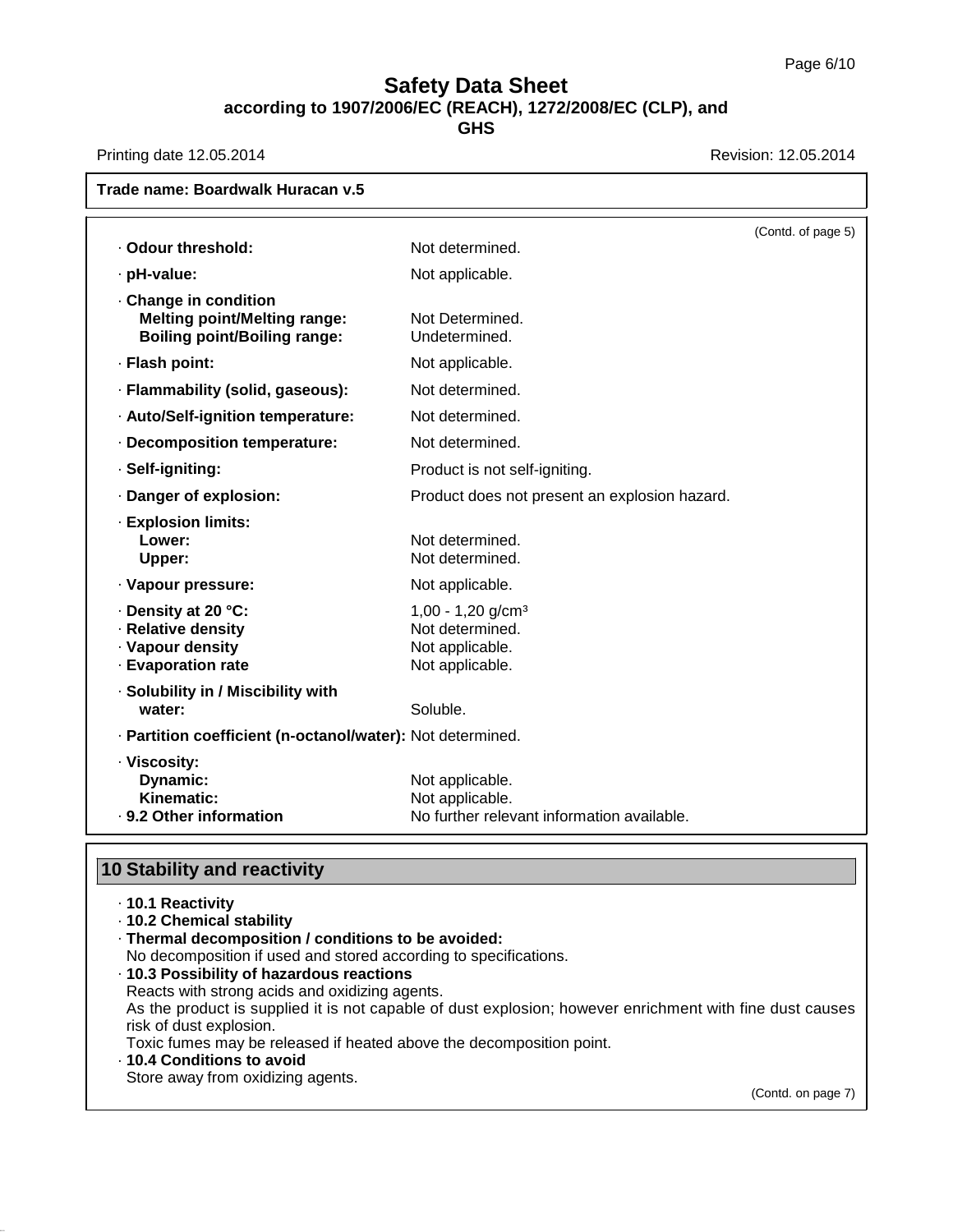**Trade name: Boardwalk Huracan v.5**

(Contd. of page 5)

| | |
|---|---|
| · **Odour threshold:** | Not determined. |
| · **pH-value:** | Not applicable. |
| · **Change in condition** | |
| **Melting point/Melting range:** | Not Determined. |
| **Boiling point/Boiling range:** | Undetermined. |
| · **Flash point:** | Not applicable. |
| · **Flammability (solid, gaseous):** | Not determined. |
| · **Auto/Self-ignition temperature:** | Not determined. |
| · **Decomposition temperature:** | Not determined. |
| · **Self-igniting:** | Product is not self-igniting. |
| · **Danger of explosion:** | Product does not present an explosion hazard. |
| · **Explosion limits:** | |
| **Lower:** | Not determined. |
| **Upper:** | Not determined. |
| · **Vapour pressure:** | Not applicable. |
| · **Density at 20 °C:** | 1,00 - 1,20 g/cm³ |
| · **Relative density** | Not determined. |
| · **Vapour density** | Not applicable. |
| · **Evaporation rate** | Not applicable. |
| · **Solubility in / Miscibility with water:** | Soluble. |
| · **Partition coefficient (n-octanol/water):** | Not determined. |
| · **Viscosity:** | |
| **Dynamic:** | Not applicable. |
| **Kinematic:** | Not applicable. |
| · **9.2 Other information** | No further relevant information available. |

## 10 Stability and reactivity

· **10.1 Reactivity**

· **10.2 Chemical stability**

· **Thermal decomposition / conditions to be avoided:**
No decomposition if used and stored according to specifications.

· **10.3 Possibility of hazardous reactions**
Reacts with strong acids and oxidizing agents.
As the product is supplied it is not capable of dust explosion; however enrichment with fine dust causes risk of dust explosion.
Toxic fumes may be released if heated above the decomposition point.

· **10.4 Conditions to avoid**
Store away from oxidizing agents.

(Contd. on page 7)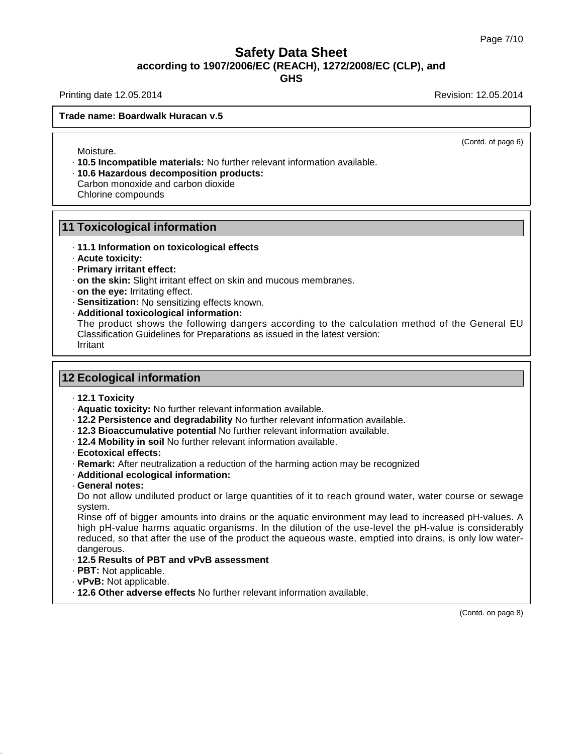(Contd. of page 6)

Moisture.

· **10.5 Incompatible materials:** No further relevant information available.
· **10.6 Hazardous decomposition products:**
Carbon monoxide and carbon dioxide
Chlorine compounds

## 11 Toxicological information

· **11.1 Information on toxicological effects**
· **Acute toxicity:**
· **Primary irritant effect:**
· **on the skin:** Slight irritant effect on skin and mucous membranes.
· **on the eye:** Irritating effect.
· **Sensitization:** No sensitizing effects known.
· **Additional toxicological information:**
The product shows the following dangers according to the calculation method of the General EU Classification Guidelines for Preparations as issued in the latest version:
Irritant

## 12 Ecological information

· **12.1 Toxicity**
· **Aquatic toxicity:** No further relevant information available.
· **12.2 Persistence and degradability** No further relevant information available.
· **12.3 Bioaccumulative potential** No further relevant information available.
· **12.4 Mobility in soil** No further relevant information available.
· **Ecotoxical effects:**
· **Remark:** After neutralization a reduction of the harming action may be recognized
· **Additional ecological information:**
· **General notes:**
Do not allow undiluted product or large quantities of it to reach ground water, water course or sewage system.
Rinse off of bigger amounts into drains or the aquatic environment may lead to increased pH-values. A high pH-value harms aquatic organisms. In the dilution of the use-level the pH-value is considerably reduced, so that after the use of the product the aqueous waste, emptied into drains, is only low water-dangerous.
· **12.5 Results of PBT and vPvB assessment**
· **PBT:** Not applicable.
· **vPvB:** Not applicable.
· **12.6 Other adverse effects** No further relevant information available.

(Contd. on page 8)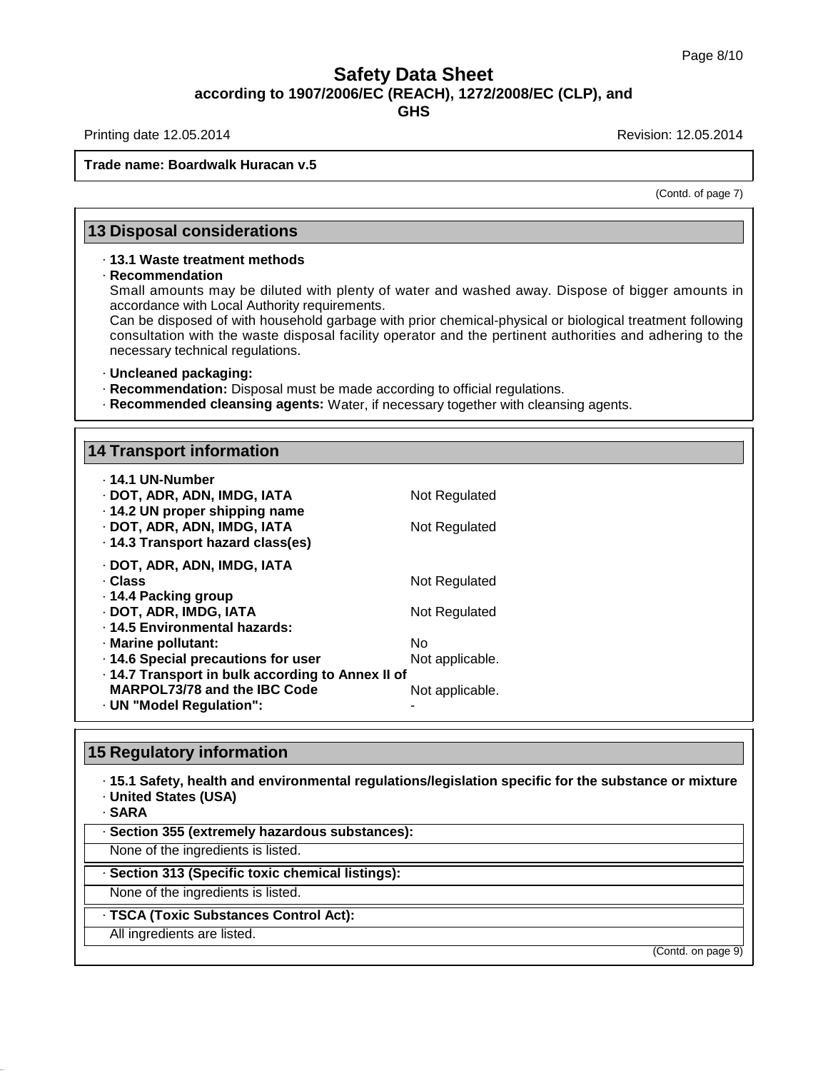(Contd. of page 7)

## 13 Disposal considerations

· **13.1 Waste treatment methods**

· **Recommendation**

Small amounts may be diluted with plenty of water and washed away. Dispose of bigger amounts in accordance with Local Authority requirements.

Can be disposed of with household garbage with prior chemical-physical or biological treatment following consultation with the waste disposal facility operator and the pertinent authorities and adhering to the necessary technical regulations.

· **Uncleaned packaging:**

· **Recommendation:** Disposal must be made according to official regulations.

· **Recommended cleansing agents:** Water, if necessary together with cleansing agents.

## 14 Transport information

· **14.1 UN-Number**

· **DOT, ADR, ADN, IMDG, IATA** Not Regulated

· **14.2 UN proper shipping name**

· **DOT, ADR, ADN, IMDG, IATA** Not Regulated

· **14.3 Transport hazard class(es)**

· **DOT, ADR, ADN, IMDG, IATA**

· **Class** Not Regulated

· **14.4 Packing group**

· **DOT, ADR, IMDG, IATA** Not Regulated

· **14.5 Environmental hazards:**

· **Marine pollutant:** No

· **14.6 Special precautions for user** Not applicable.

· **14.7 Transport in bulk according to Annex II of MARPOL73/78 and the IBC Code** Not applicable.

· **UN "Model Regulation":** -

## 15 Regulatory information

· **15.1 Safety, health and environmental regulations/legislation specific for the substance or mixture**

· **United States (USA)**

· **SARA**

· **Section 355 (extremely hazardous substances):**

None of the ingredients is listed.

· **Section 313 (Specific toxic chemical listings):**

None of the ingredients is listed.

· **TSCA (Toxic Substances Control Act):**

All ingredients are listed.

(Contd. on page 9)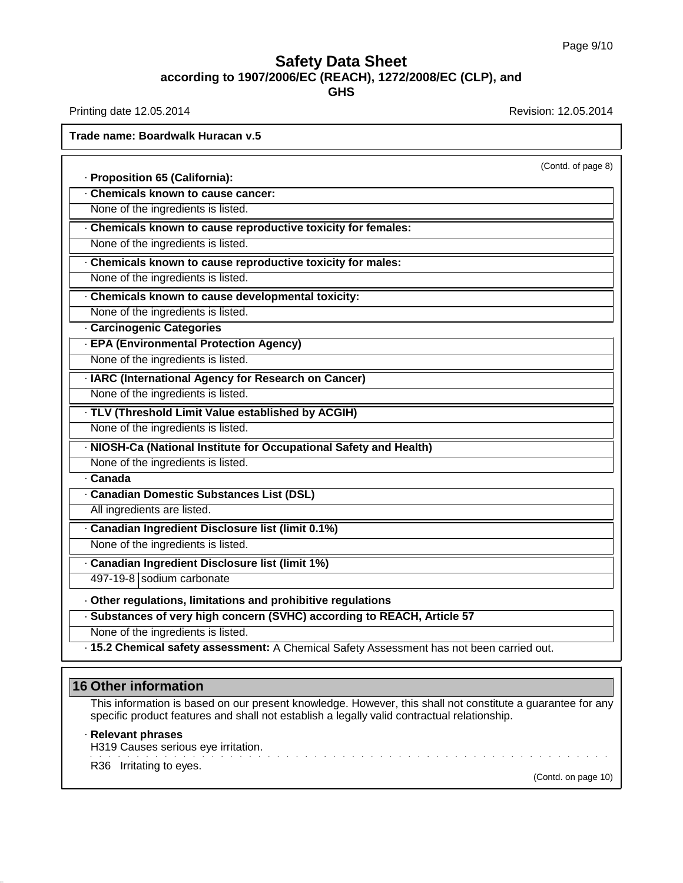**Trade name: Boardwalk Huracan v.5**

(Contd. of page 8)

· **Proposition 65 (California):**

· **Chemicals known to cause cancer:**

None of the ingredients is listed.

· **Chemicals known to cause reproductive toxicity for females:**

None of the ingredients is listed.

· **Chemicals known to cause reproductive toxicity for males:**

None of the ingredients is listed.

· **Chemicals known to cause developmental toxicity:**

None of the ingredients is listed.

· **Carcinogenic Categories**

· **EPA (Environmental Protection Agency)**

None of the ingredients is listed.

· **IARC (International Agency for Research on Cancer)**

None of the ingredients is listed.

· **TLV (Threshold Limit Value established by ACGIH)**

None of the ingredients is listed.

· **NIOSH-Ca (National Institute for Occupational Safety and Health)**

None of the ingredients is listed.

· **Canada**

· **Canadian Domestic Substances List (DSL)**

All ingredients are listed.

· **Canadian Ingredient Disclosure list (limit 0.1%)**

None of the ingredients is listed.

· **Canadian Ingredient Disclosure list (limit 1%)**

| | |
|---|---|
| 497-19-8 | sodium carbonate |

· **Other regulations, limitations and prohibitive regulations**

· **Substances of very high concern (SVHC) according to REACH, Article 57**

None of the ingredients is listed.

· **15.2 Chemical safety assessment:** A Chemical Safety Assessment has not been carried out.

## 16 Other information

This information is based on our present knowledge. However, this shall not constitute a guarantee for any specific product features and shall not establish a legally valid contractual relationship.

· **Relevant phrases**

H319 Causes serious eye irritation.

R36 Irritating to eyes.

(Contd. on page 10)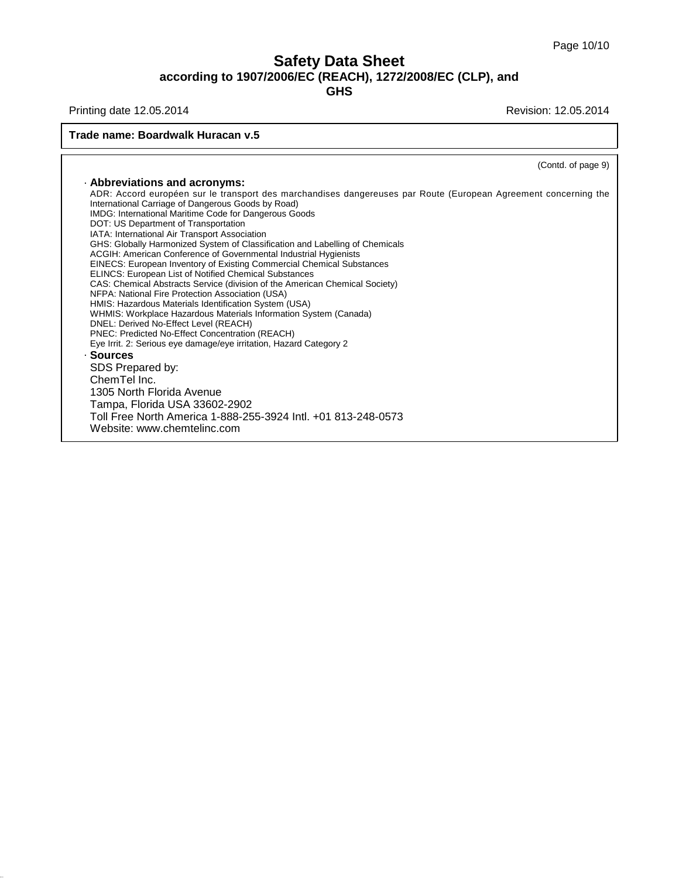Trade name: **Boardwalk Huracan v.5**

(Contd. of page 9)

· **Abbreviations and acronyms:**

ADR: Accord européen sur le transport des marchandises dangereuses par Route (European Agreement concerning the International Carriage of Dangerous Goods by Road)
IMDG: International Maritime Code for Dangerous Goods
DOT: US Department of Transportation
IATA: International Air Transport Association
GHS: Globally Harmonized System of Classification and Labelling of Chemicals
ACGIH: American Conference of Governmental Industrial Hygienists
EINECS: European Inventory of Existing Commercial Chemical Substances
ELINCS: European List of Notified Chemical Substances
CAS: Chemical Abstracts Service (division of the American Chemical Society)
NFPA: National Fire Protection Association (USA)
HMIS: Hazardous Materials Identification System (USA)
WHMIS: Workplace Hazardous Materials Information System (Canada)
DNEL: Derived No-Effect Level (REACH)
PNEC: Predicted No-Effect Concentration (REACH)
Eye Irrit. 2: Serious eye damage/eye irritation, Hazard Category 2

· **Sources**

SDS Prepared by:
ChemTel Inc.
1305 North Florida Avenue
Tampa, Florida USA 33602-2902
Toll Free North America 1-888-255-3924 Intl. +01 813-248-0573
Website: www.chemtelinc.com